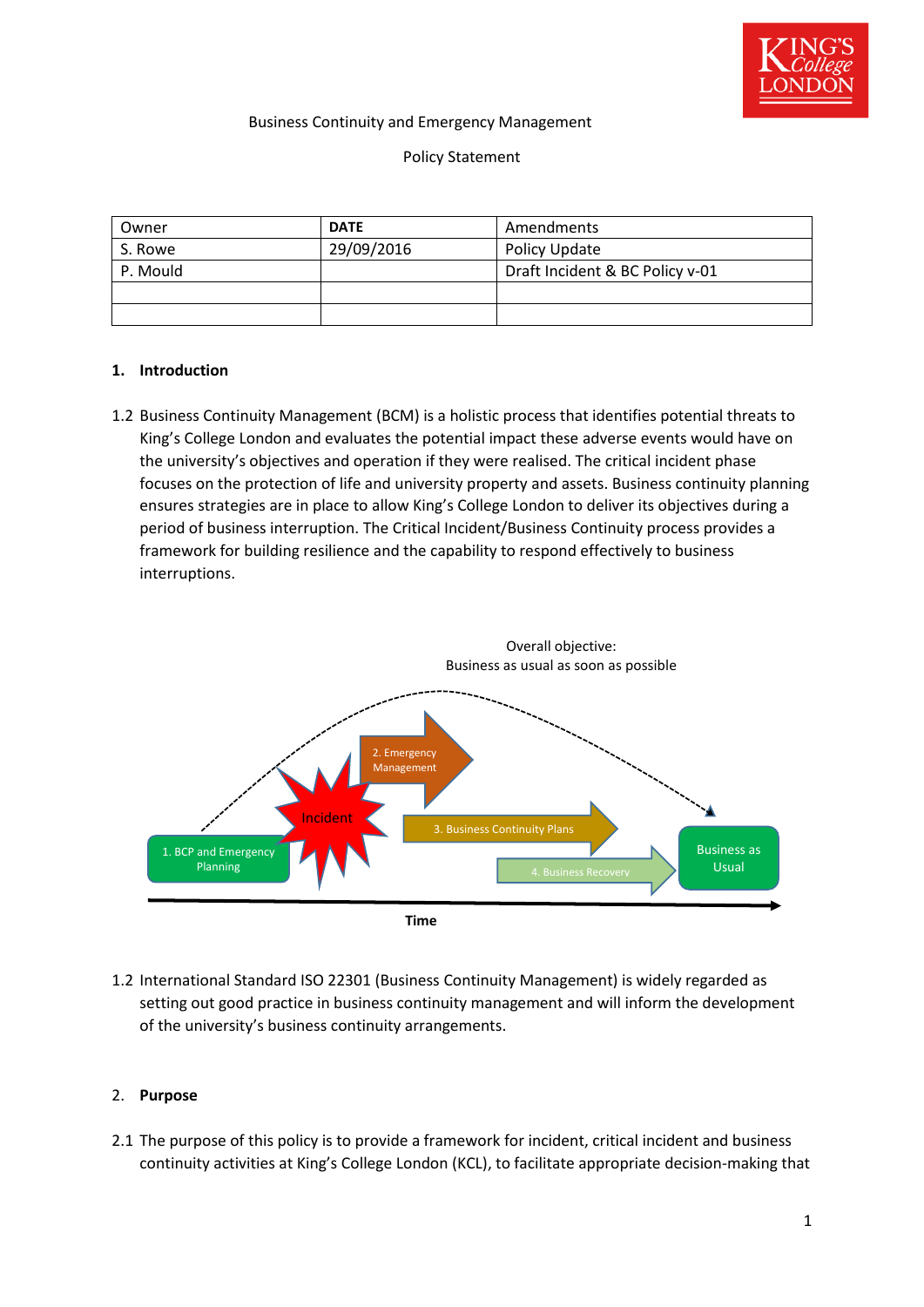Business Continuity and Emergency Management

Policy Statement

| Owner | DATE | Amendments |
|---|---|---|
| S. Rowe | 29/09/2016 | Policy Update |
| P. Mould | | Draft Incident & BC Policy v-01 |
| | | |
| | | |

## 1. Introduction

1.2 Business Continuity Management (BCM) is a holistic process that identifies potential threats to King's College London and evaluates the potential impact these adverse events would have on the university's objectives and operation if they were realised. The critical incident phase focuses on the protection of life and university property and assets. Business continuity planning ensures strategies are in place to allow King's College London to deliver its objectives during a period of business interruption. The Critical Incident/Business Continuity process provides a framework for building resilience and the capability to respond effectively to business interruptions.

Overall objective:
Business as usual as soon as possible

1. BCP and Emergency Planning
Incident
2. Emergency Management
3. Business Continuity Plans
4. Business Recovery
Business as Usual

**Time**

1.2 International Standard ISO 22301 (Business Continuity Management) is widely regarded as setting out good practice in business continuity management and will inform the development of the university's business continuity arrangements.

## 2. Purpose

2.1 The purpose of this policy is to provide a framework for incident, critical incident and business continuity activities at King's College London (KCL), to facilitate appropriate decision-making that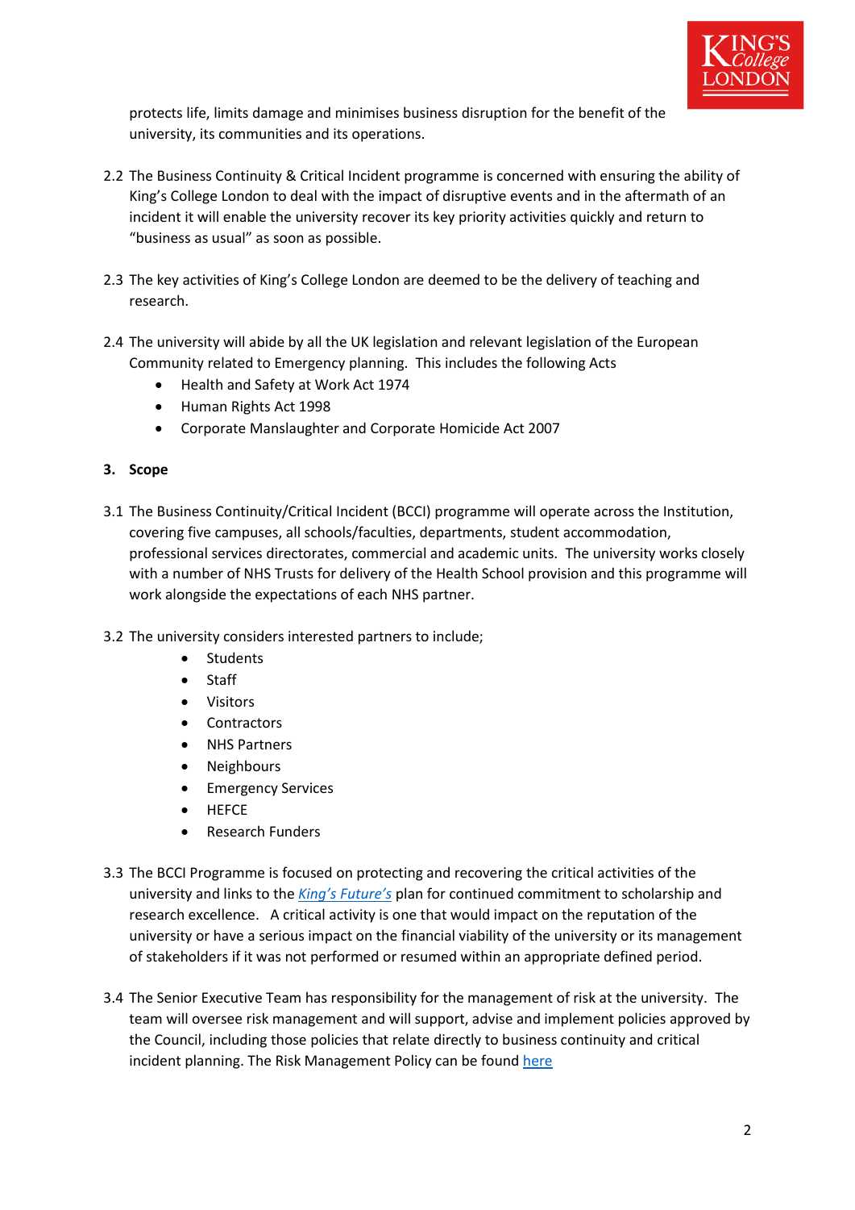protects life, limits damage and minimises business disruption for the benefit of the university, its communities and its operations.

2.2 The Business Continuity & Critical Incident programme is concerned with ensuring the ability of King's College London to deal with the impact of disruptive events and in the aftermath of an incident it will enable the university recover its key priority activities quickly and return to "business as usual" as soon as possible.

2.3 The key activities of King's College London are deemed to be the delivery of teaching and research.

2.4 The university will abide by all the UK legislation and relevant legislation of the European Community related to Emergency planning. This includes the following Acts

- Health and Safety at Work Act 1974
- Human Rights Act 1998
- Corporate Manslaughter and Corporate Homicide Act 2007

**3. Scope**

3.1 The Business Continuity/Critical Incident (BCCI) programme will operate across the Institution, covering five campuses, all schools/faculties, departments, student accommodation, professional services directorates, commercial and academic units. The university works closely with a number of NHS Trusts for delivery of the Health School provision and this programme will work alongside the expectations of each NHS partner.

3.2 The university considers interested partners to include;

- Students
- Staff
- Visitors
- Contractors
- NHS Partners
- Neighbours
- Emergency Services
- HEFCE
- Research Funders

3.3 The BCCI Programme is focused on protecting and recovering the critical activities of the university and links to the *King's Future's* plan for continued commitment to scholarship and research excellence. A critical activity is one that would impact on the reputation of the university or have a serious impact on the financial viability of the university or its management of stakeholders if it was not performed or resumed within an appropriate defined period.

3.4 The Senior Executive Team has responsibility for the management of risk at the university. The team will oversee risk management and will support, advise and implement policies approved by the Council, including those policies that relate directly to business continuity and critical incident planning. The Risk Management Policy can be found here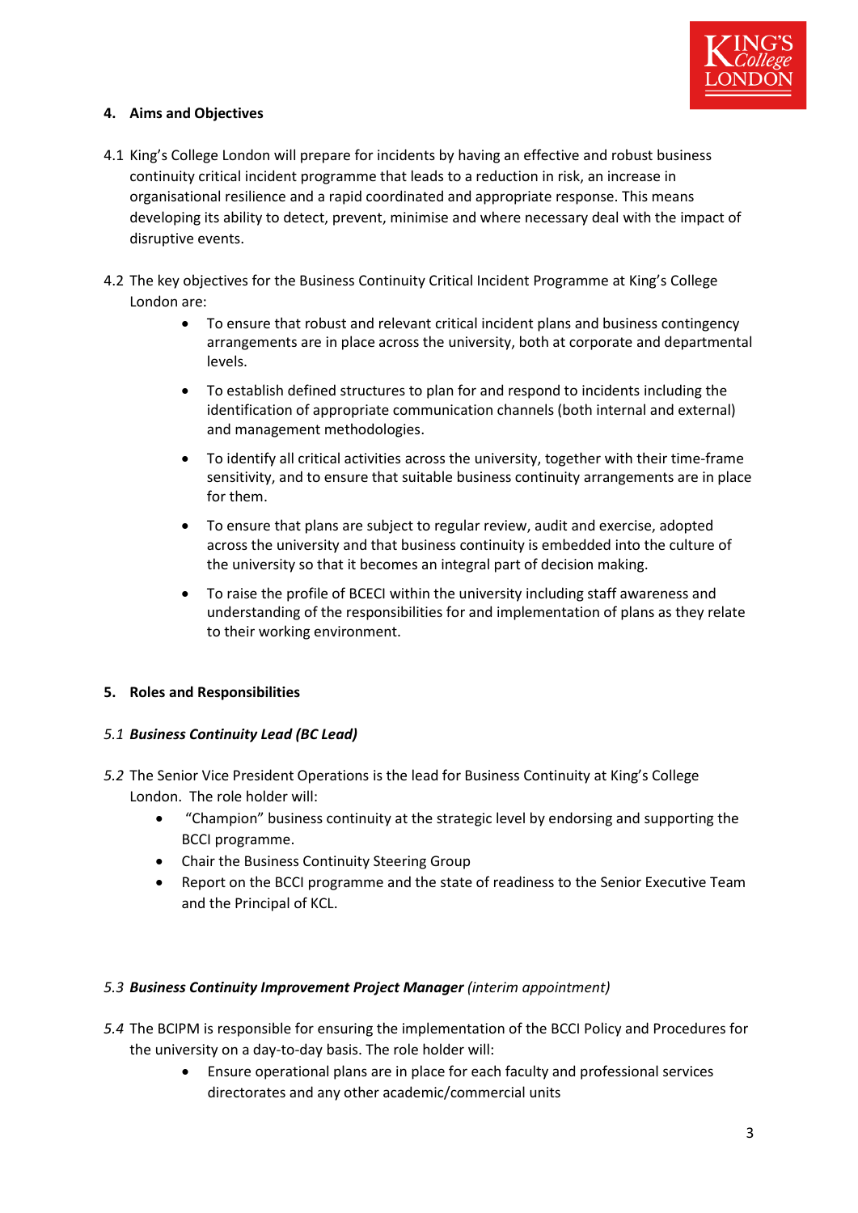## 4. Aims and Objectives

4.1 King's College London will prepare for incidents by having an effective and robust business continuity critical incident programme that leads to a reduction in risk, an increase in organisational resilience and a rapid coordinated and appropriate response. This means developing its ability to detect, prevent, minimise and where necessary deal with the impact of disruptive events.

4.2 The key objectives for the Business Continuity Critical Incident Programme at King's College London are:

- To ensure that robust and relevant critical incident plans and business contingency arrangements are in place across the university, both at corporate and departmental levels.
- To establish defined structures to plan for and respond to incidents including the identification of appropriate communication channels (both internal and external) and management methodologies.
- To identify all critical activities across the university, together with their time-frame sensitivity, and to ensure that suitable business continuity arrangements are in place for them.
- To ensure that plans are subject to regular review, audit and exercise, adopted across the university and that business continuity is embedded into the culture of the university so that it becomes an integral part of decision making.
- To raise the profile of BCECI within the university including staff awareness and understanding of the responsibilities for and implementation of plans as they relate to their working environment.

## 5. Roles and Responsibilities

*5.1* ***Business Continuity Lead (BC Lead)***

*5.2* The Senior Vice President Operations is the lead for Business Continuity at King's College London. The role holder will:

- "Champion" business continuity at the strategic level by endorsing and supporting the BCCI programme.
- Chair the Business Continuity Steering Group
- Report on the BCCI programme and the state of readiness to the Senior Executive Team and the Principal of KCL.

*5.3* ***Business Continuity Improvement Project Manager*** *(interim appointment)*

*5.4* The BCIPM is responsible for ensuring the implementation of the BCCI Policy and Procedures for the university on a day-to-day basis. The role holder will:

- Ensure operational plans are in place for each faculty and professional services directorates and any other academic/commercial units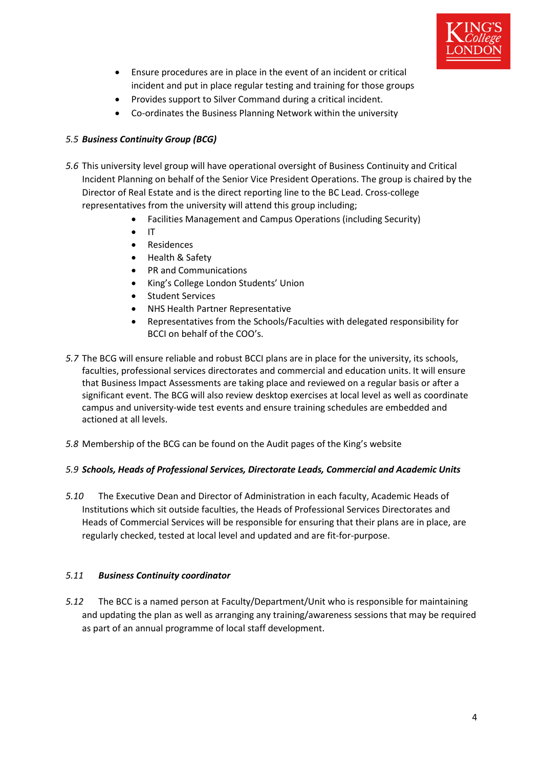- Ensure procedures are in place in the event of an incident or critical incident and put in place regular testing and training for those groups
- Provides support to Silver Command during a critical incident.
- Co-ordinates the Business Planning Network within the university

*5.5* ***Business Continuity Group (BCG)***

*5.6* This university level group will have operational oversight of Business Continuity and Critical Incident Planning on behalf of the Senior Vice President Operations. The group is chaired by the Director of Real Estate and is the direct reporting line to the BC Lead. Cross-college representatives from the university will attend this group including;

- Facilities Management and Campus Operations (including Security)
- IT
- Residences
- Health & Safety
- PR and Communications
- King's College London Students' Union
- Student Services
- NHS Health Partner Representative
- Representatives from the Schools/Faculties with delegated responsibility for BCCI on behalf of the COO's.

*5.7* The BCG will ensure reliable and robust BCCI plans are in place for the university, its schools, faculties, professional services directorates and commercial and education units. It will ensure that Business Impact Assessments are taking place and reviewed on a regular basis or after a significant event. The BCG will also review desktop exercises at local level as well as coordinate campus and university-wide test events and ensure training schedules are embedded and actioned at all levels.

*5.8* Membership of the BCG can be found on the Audit pages of the King's website

*5.9* ***Schools, Heads of Professional Services, Directorate Leads, Commercial and Academic Units***

*5.10* The Executive Dean and Director of Administration in each faculty, Academic Heads of Institutions which sit outside faculties, the Heads of Professional Services Directorates and Heads of Commercial Services will be responsible for ensuring that their plans are in place, are regularly checked, tested at local level and updated and are fit-for-purpose.

*5.11* ***Business Continuity coordinator***

*5.12* The BCC is a named person at Faculty/Department/Unit who is responsible for maintaining and updating the plan as well as arranging any training/awareness sessions that may be required as part of an annual programme of local staff development.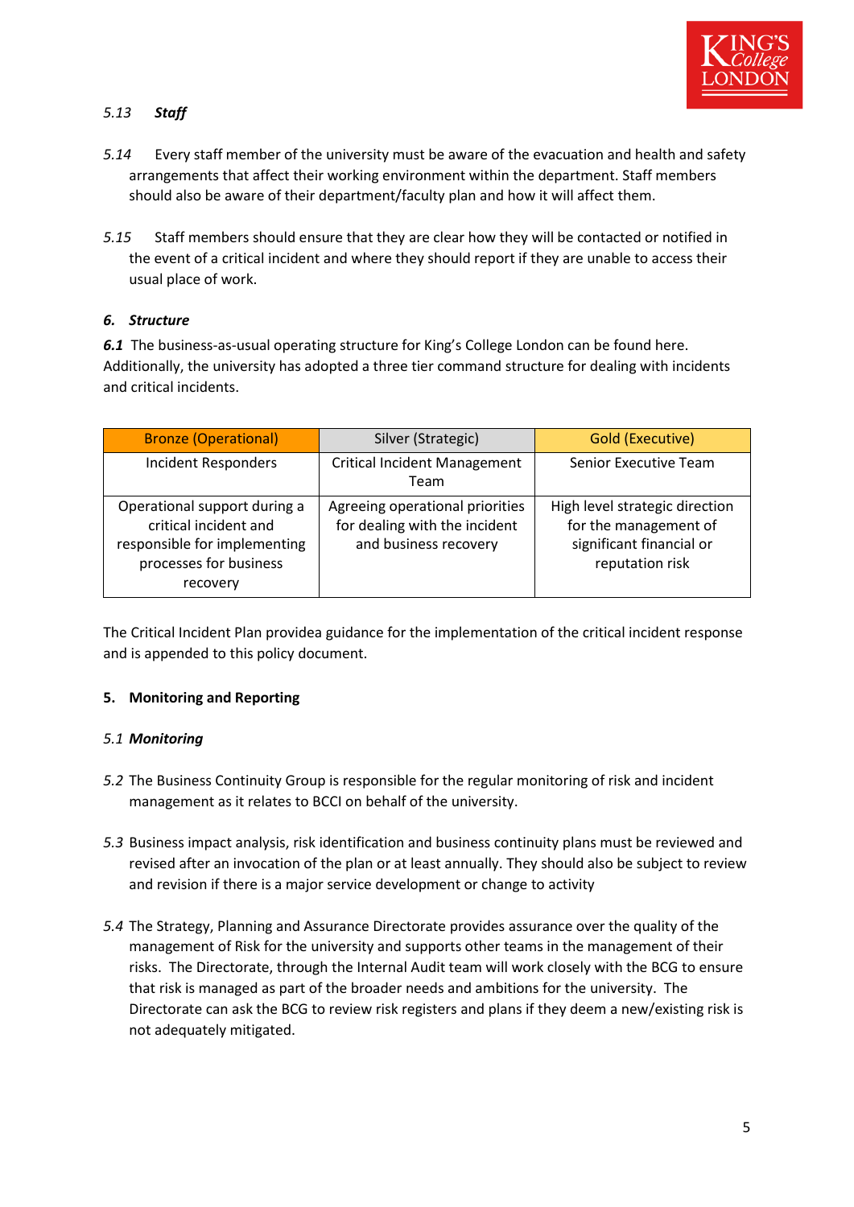*5.13* ***Staff***

*5.14* Every staff member of the university must be aware of the evacuation and health and safety arrangements that affect their working environment within the department. Staff members should also be aware of their department/faculty plan and how it will affect them.

*5.15* Staff members should ensure that they are clear how they will be contacted or notified in the event of a critical incident and where they should report if they are unable to access their usual place of work.

***6. Structure***

***6.1*** The business-as-usual operating structure for King's College London can be found here. Additionally, the university has adopted a three tier command structure for dealing with incidents and critical incidents.

| Bronze (Operational) | Silver (Strategic) | Gold (Executive) |
|---|---|---|
| Incident Responders | Critical Incident Management Team | Senior Executive Team |
| Operational support during a critical incident and responsible for implementing processes for business recovery | Agreeing operational priorities for dealing with the incident and business recovery | High level strategic direction for the management of significant financial or reputation risk |

The Critical Incident Plan providea guidance for the implementation of the critical incident response and is appended to this policy document.

**5. Monitoring and Reporting**

*5.1* ***Monitoring***

*5.2* The Business Continuity Group is responsible for the regular monitoring of risk and incident management as it relates to BCCI on behalf of the university.

*5.3* Business impact analysis, risk identification and business continuity plans must be reviewed and revised after an invocation of the plan or at least annually. They should also be subject to review and revision if there is a major service development or change to activity

*5.4* The Strategy, Planning and Assurance Directorate provides assurance over the quality of the management of Risk for the university and supports other teams in the management of their risks. The Directorate, through the Internal Audit team will work closely with the BCG to ensure that risk is managed as part of the broader needs and ambitions for the university. The Directorate can ask the BCG to review risk registers and plans if they deem a new/existing risk is not adequately mitigated.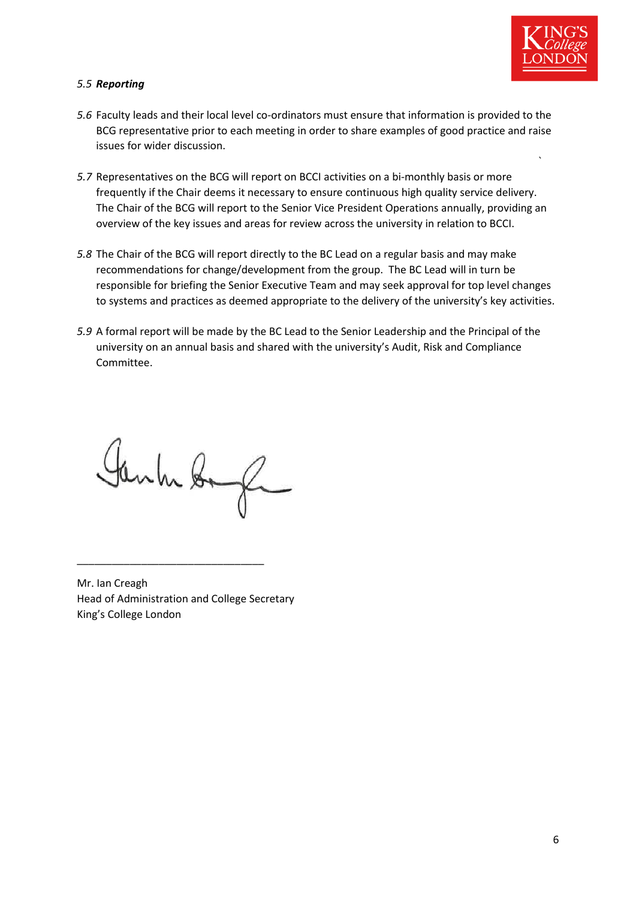*5.5* ***Reporting***

*5.6* Faculty leads and their local level co-ordinators must ensure that information is provided to the BCG representative prior to each meeting in order to share examples of good practice and raise issues for wider discussion.

*5.7* Representatives on the BCG will report on BCCI activities on a bi-monthly basis or more frequently if the Chair deems it necessary to ensure continuous high quality service delivery. The Chair of the BCG will report to the Senior Vice President Operations annually, providing an overview of the key issues and areas for review across the university in relation to BCCI.

*5.8* The Chair of the BCG will report directly to the BC Lead on a regular basis and may make recommendations for change/development from the group. The BC Lead will in turn be responsible for briefing the Senior Executive Team and may seek approval for top level changes to systems and practices as deemed appropriate to the delivery of the university's key activities.

*5.9* A formal report will be made by the BC Lead to the Senior Leadership and the Principal of the university on an annual basis and shared with the university's Audit, Risk and Compliance Committee.

\_\_\_\_\_\_\_\_\_\_\_\_\_\_\_\_\_\_\_\_\_\_\_\_\_\_\_\_\_\_\_\_

Mr. Ian Creagh
Head of Administration and College Secretary
King's College London